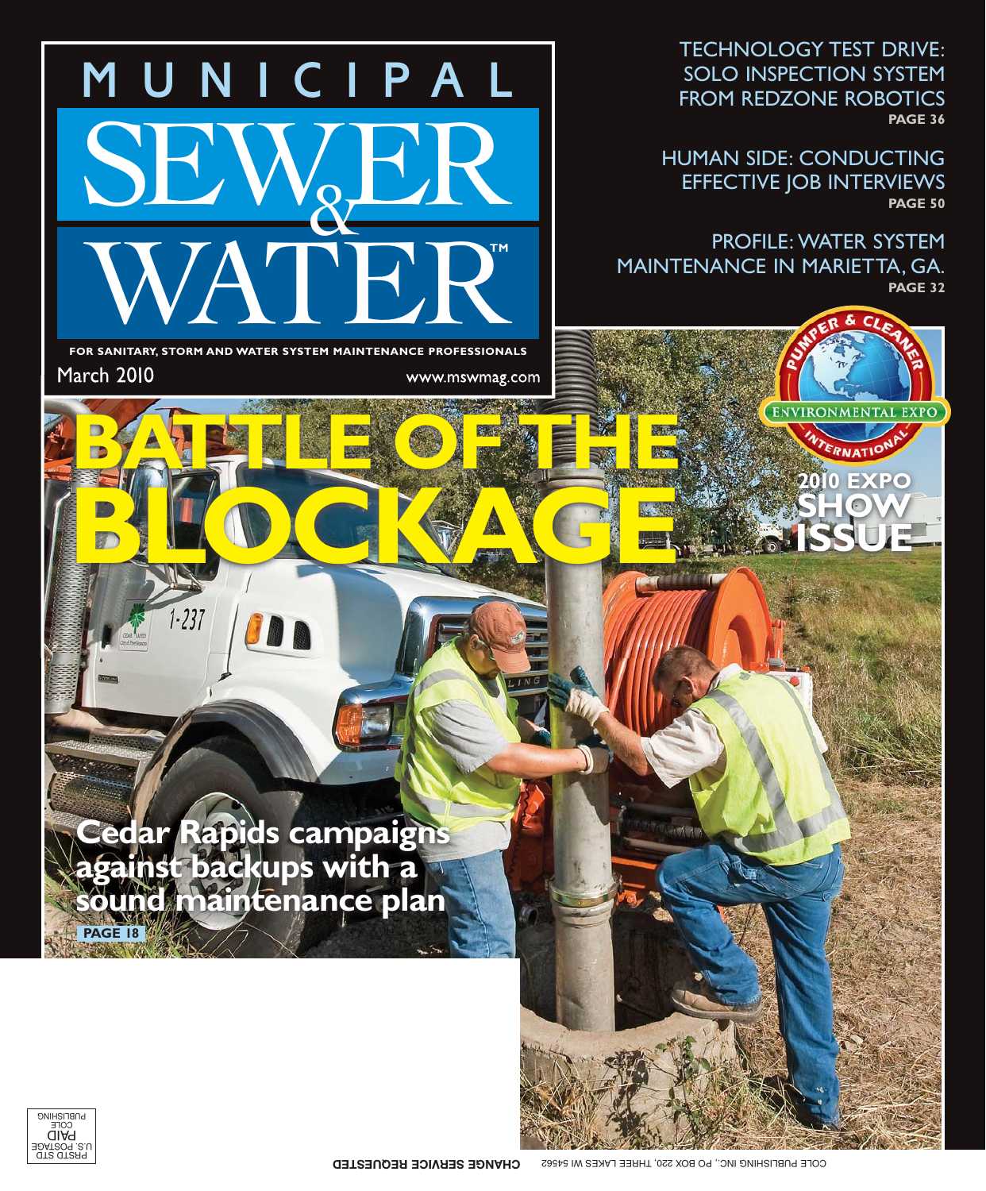# MUNICIPAL SEWER & WATER™

**FOR SANITARY, STORM AND WATER SYSTEM MAINTENANCE PROFESSIONALS**

March 2010

www.mswmag.com

TECHNOLOGY TEST DRIVE: SOLO INSPECTION SYSTEM FROM REDZONE ROBOTICS
**PAGE 36**

HUMAN SIDE: CONDUCTING EFFECTIVE JOB INTERVIEWS
**PAGE 50**

PROFILE: WATER SYSTEM MAINTENANCE IN MARIETTA, GA.
**PAGE 32**

PUMPER & CLEANER ENVIRONMENTAL EXPO INTERNATIONAL

**2010 EXPO SHOW ISSUE**

# BATTLE OF THE BLOCKAGE

**Cedar Rapids campaigns against backups with a sound maintenance plan**

**PAGE 18**

PRSTD STD
U.S. POSTAGE
PAID
COLE
PUBLISHING

COLE PUBLISHING INC., PO BOX 220, THREE LAKES WI 54562

**CHANGE SERVICE REQUESTED**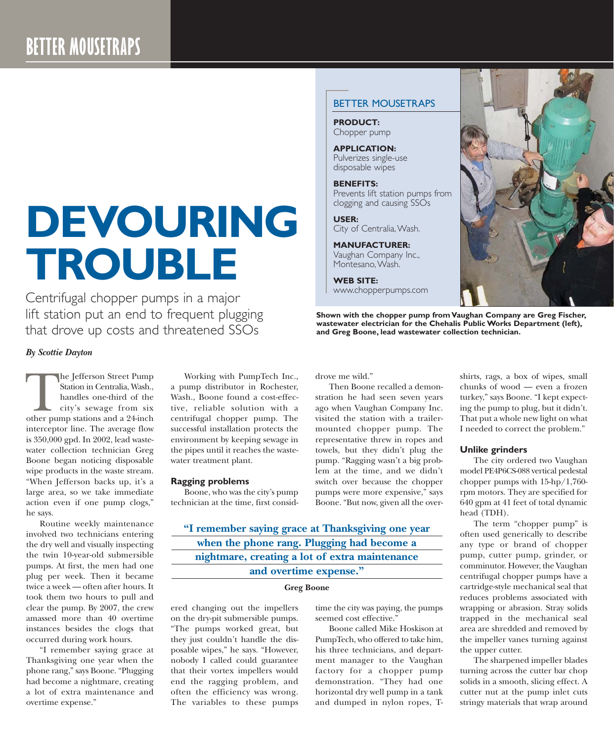# DEVOURING TROUBLE

Centrifugal chopper pumps in a major lift station put an end to frequent plugging that drove up costs and threatened SSOs

*By Scottie Dayton*

BETTER MOUSETRAPS

**PRODUCT:**
Chopper pump

**APPLICATION:**
Pulverizes single-use disposable wipes

**BENEFITS:**
Prevents lift station pumps from clogging and causing SSOs

**USER:**
City of Centralia, Wash.

**MANUFACTURER:**
Vaughan Company Inc., Montesano, Wash.

**WEB SITE:**
www.chopperpumps.com

**Shown with the chopper pump from Vaughan Company are Greg Fischer, wastewater electrician for the Chehalis Public Works Department (left), and Greg Boone, lead wastewater collection technician.**

The Jefferson Street Pump Station in Centralia, Wash., handles one-third of the city's sewage from six other pump stations and a 24-inch interceptor line. The average flow is 350,000 gpd. In 2002, lead wastewater collection technician Greg Boone began noticing disposable wipe products in the waste stream. "When Jefferson backs up, it's a large area, so we take immediate action even if one pump clogs," he says.

Routine weekly maintenance involved two technicians entering the dry well and visually inspecting the twin 10-year-old submersible pumps. At first, the men had one plug per week. Then it became twice a week — often after hours. It took them two hours to pull and clear the pump. By 2007, the crew amassed more than 40 overtime instances besides the clogs that occurred during work hours.

"I remember saying grace at Thanksgiving one year when the phone rang," says Boone. "Plugging had become a nightmare, creating a lot of extra maintenance and overtime expense."

Working with PumpTech Inc., a pump distributor in Rochester, Wash., Boone found a cost-effective, reliable solution with a centrifugal chopper pump. The successful installation protects the environment by keeping sewage in the pipes until it reaches the wastewater treatment plant.

### Ragging problems

Boone, who was the city's pump technician at the time, first considered changing out the impellers on the dry-pit submersible pumps. "The pumps worked great, but they just couldn't handle the disposable wipes," he says. "However, nobody I called could guarantee that their vortex impellers would end the ragging problem, and often the efficiency was wrong. The variables to these pumps drove me wild."

> **"I remember saying grace at Thanksgiving one year when the phone rang. Plugging had become a nightmare, creating a lot of extra maintenance and overtime expense."**
>
> **Greg Boone**

Then Boone recalled a demonstration he had seen seven years ago when Vaughan Company Inc. visited the station with a trailer-mounted chopper pump. The representative threw in ropes and towels, but they didn't plug the pump. "Ragging wasn't a big problem at the time, and we didn't switch over because the chopper pumps were more expensive," says Boone. "But now, given all the overtime the city was paying, the pumps seemed cost effective."

Boone called Mike Hoskison at PumpTech, who offered to take him, his three technicians, and department manager to the Vaughan factory for a chopper pump demonstration. "They had one horizontal dry well pump in a tank and dumped in nylon ropes, T-shirts, rags, a box of wipes, small chunks of wood — even a frozen turkey," says Boone. "I kept expecting the pump to plug, but it didn't. That put a whole new light on what I needed to correct the problem."

### Unlike grinders

The city ordered two Vaughan model PE4P6CS-088 vertical pedestal chopper pumps with 15-hp/1,760-rpm motors. They are specified for 640 gpm at 41 feet of total dynamic head (TDH).

The term "chopper pump" is often used generically to describe any type or brand of chopper pump, cutter pump, grinder, or comminutor. However, the Vaughan centrifugal chopper pumps have a cartridge-style mechanical seal that reduces problems associated with wrapping or abrasion. Stray solids trapped in the mechanical seal area are shredded and removed by the impeller vanes turning against the upper cutter.

The sharpened impeller blades turning across the cutter bar chop solids in a smooth, slicing effect. A cutter nut at the pump inlet cuts stringy materials that wrap around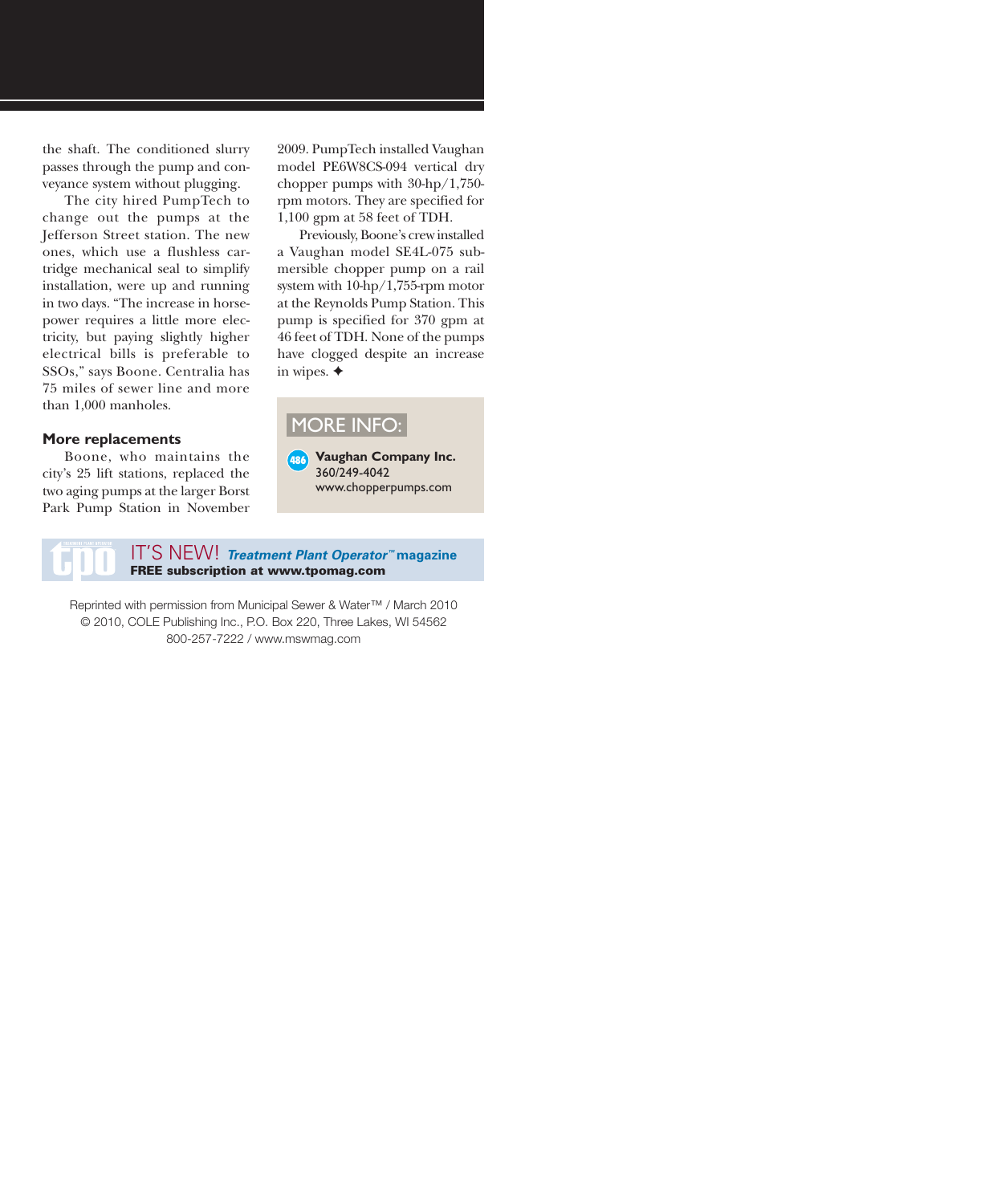the shaft. The conditioned slurry passes through the pump and conveyance system without plugging.

The city hired PumpTech to change out the pumps at the Jefferson Street station. The new ones, which use a flushless cartridge mechanical seal to simplify installation, were up and running in two days. "The increase in horsepower requires a little more electricity, but paying slightly higher electrical bills is preferable to SSOs," says Boone. Centralia has 75 miles of sewer line and more than 1,000 manholes.

**More replacements**

Boone, who maintains the city's 25 lift stations, replaced the two aging pumps at the larger Borst Park Pump Station in November 2009. PumpTech installed Vaughan model PE6W8CS-094 vertical dry chopper pumps with 30-hp/1,750-rpm motors. They are specified for 1,100 gpm at 58 feet of TDH.

Previously, Boone's crew installed a Vaughan model SE4L-075 submersible chopper pump on a rail system with 10-hp/1,755-rpm motor at the Reynolds Pump Station. This pump is specified for 370 gpm at 46 feet of TDH. None of the pumps have clogged despite an increase in wipes. ✦

MORE INFO:

486 **Vaughan Company Inc.**
360/249-4042
www.chopperpumps.com

IT'S NEW! ***Treatment Plant Operator™* magazine**
**FREE subscription at www.tpomag.com**

Reprinted with permission from Municipal Sewer & Water™ / March 2010
© 2010, COLE Publishing Inc., P.O. Box 220, Three Lakes, WI 54562
800-257-7222 / www.mswmag.com